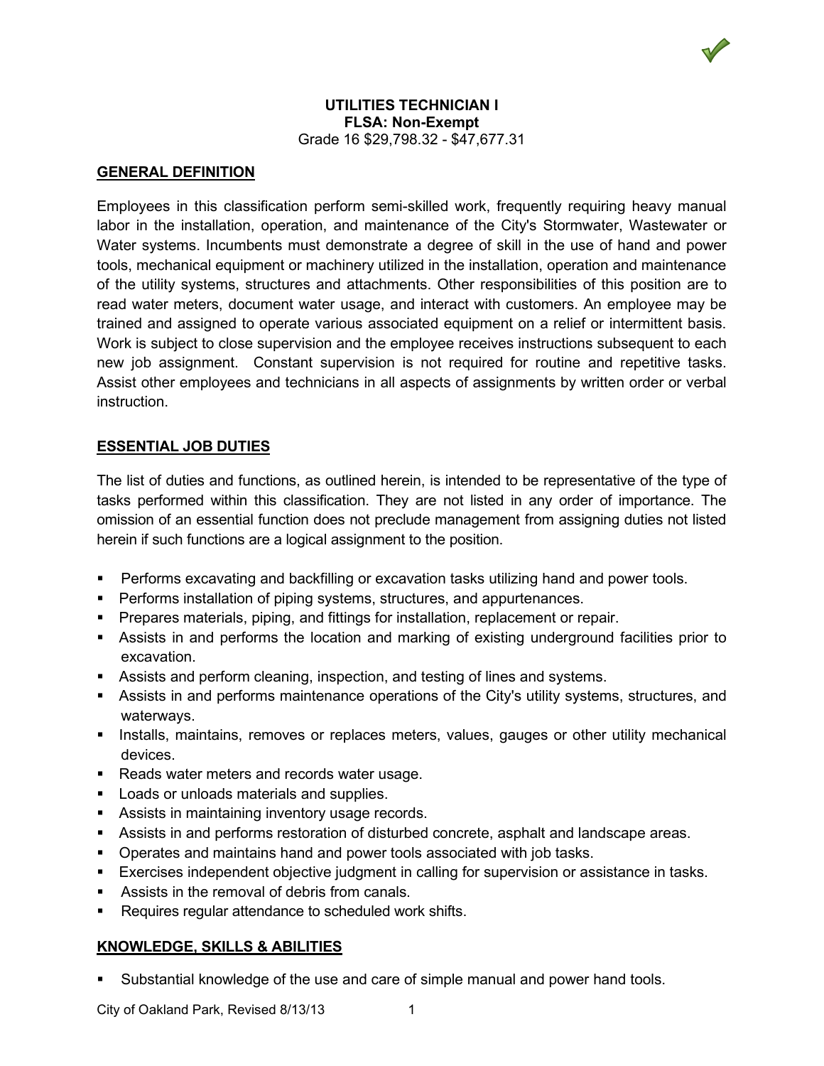**UTILITIES TECHNICIAN I**
**FLSA: Non-Exempt**
Grade 16 $29,798.32 - $47,677.31

## GENERAL DEFINITION

Employees in this classification perform semi-skilled work, frequently requiring heavy manual labor in the installation, operation, and maintenance of the City's Stormwater, Wastewater or Water systems. Incumbents must demonstrate a degree of skill in the use of hand and power tools, mechanical equipment or machinery utilized in the installation, operation and maintenance of the utility systems, structures and attachments. Other responsibilities of this position are to read water meters, document water usage, and interact with customers. An employee may be trained and assigned to operate various associated equipment on a relief or intermittent basis. Work is subject to close supervision and the employee receives instructions subsequent to each new job assignment. Constant supervision is not required for routine and repetitive tasks. Assist other employees and technicians in all aspects of assignments by written order or verbal instruction.

## ESSENTIAL JOB DUTIES

The list of duties and functions, as outlined herein, is intended to be representative of the type of tasks performed within this classification. They are not listed in any order of importance. The omission of an essential function does not preclude management from assigning duties not listed herein if such functions are a logical assignment to the position.

- Performs excavating and backfilling or excavation tasks utilizing hand and power tools.
- Performs installation of piping systems, structures, and appurtenances.
- Prepares materials, piping, and fittings for installation, replacement or repair.
- Assists in and performs the location and marking of existing underground facilities prior to excavation.
- Assists and perform cleaning, inspection, and testing of lines and systems.
- Assists in and performs maintenance operations of the City's utility systems, structures, and waterways.
- Installs, maintains, removes or replaces meters, values, gauges or other utility mechanical devices.
- Reads water meters and records water usage.
- Loads or unloads materials and supplies.
- Assists in maintaining inventory usage records.
- Assists in and performs restoration of disturbed concrete, asphalt and landscape areas.
- Operates and maintains hand and power tools associated with job tasks.
- Exercises independent objective judgment in calling for supervision or assistance in tasks.
- Assists in the removal of debris from canals.
- Requires regular attendance to scheduled work shifts.

## KNOWLEDGE, SKILLS & ABILITIES

- Substantial knowledge of the use and care of simple manual and power hand tools.

City of Oakland Park, Revised 8/13/13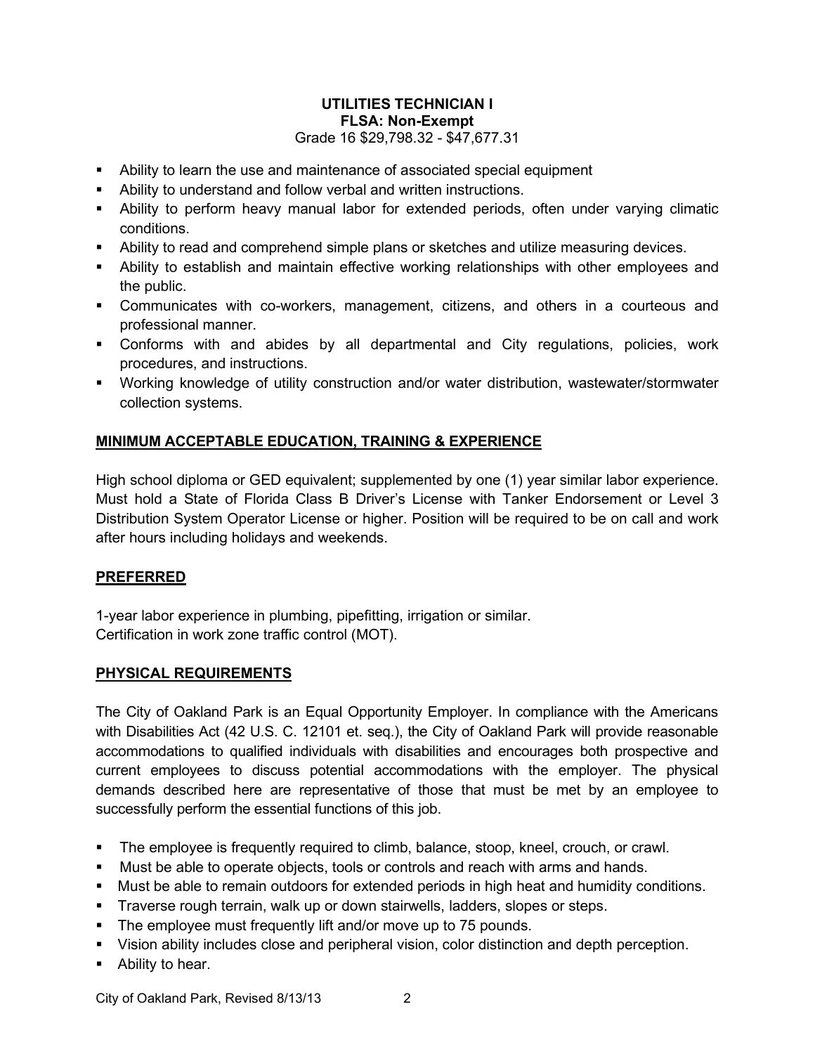**UTILITIES TECHNICIAN I**
**FLSA: Non-Exempt**
Grade 16 $29,798.32 - $47,677.31

- Ability to learn the use and maintenance of associated special equipment
- Ability to understand and follow verbal and written instructions.
- Ability to perform heavy manual labor for extended periods, often under varying climatic conditions.
- Ability to read and comprehend simple plans or sketches and utilize measuring devices.
- Ability to establish and maintain effective working relationships with other employees and the public.
- Communicates with co-workers, management, citizens, and others in a courteous and professional manner.
- Conforms with and abides by all departmental and City regulations, policies, work procedures, and instructions.
- Working knowledge of utility construction and/or water distribution, wastewater/stormwater collection systems.

## MINIMUM ACCEPTABLE EDUCATION, TRAINING & EXPERIENCE

High school diploma or GED equivalent; supplemented by one (1) year similar labor experience. Must hold a State of Florida Class B Driver's License with Tanker Endorsement or Level 3 Distribution System Operator License or higher. Position will be required to be on call and work after hours including holidays and weekends.

## PREFERRED

1-year labor experience in plumbing, pipefitting, irrigation or similar.
Certification in work zone traffic control (MOT).

## PHYSICAL REQUIREMENTS

The City of Oakland Park is an Equal Opportunity Employer. In compliance with the Americans with Disabilities Act (42 U.S. C. 12101 et. seq.), the City of Oakland Park will provide reasonable accommodations to qualified individuals with disabilities and encourages both prospective and current employees to discuss potential accommodations with the employer. The physical demands described here are representative of those that must be met by an employee to successfully perform the essential functions of this job.

- The employee is frequently required to climb, balance, stoop, kneel, crouch, or crawl.
- Must be able to operate objects, tools or controls and reach with arms and hands.
- Must be able to remain outdoors for extended periods in high heat and humidity conditions.
- Traverse rough terrain, walk up or down stairwells, ladders, slopes or steps.
- The employee must frequently lift and/or move up to 75 pounds.
- Vision ability includes close and peripheral vision, color distinction and depth perception.
- Ability to hear.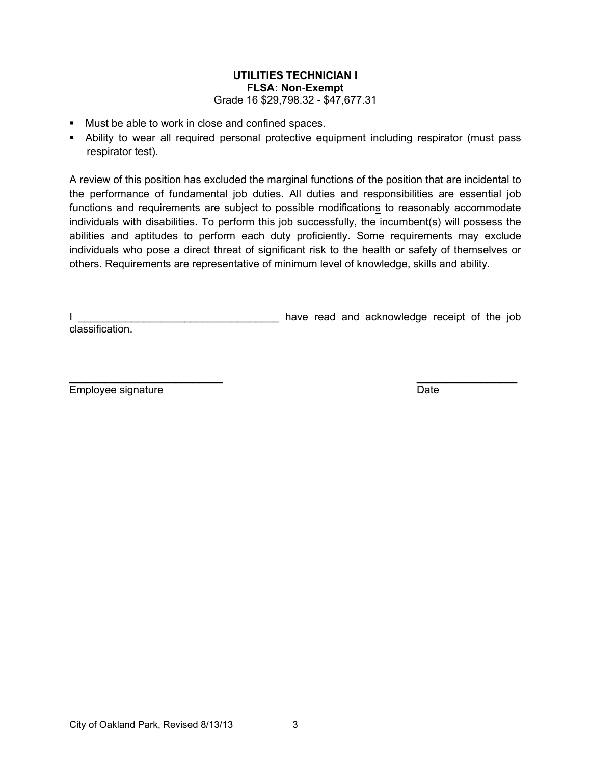**UTILITIES TECHNICIAN I**
**FLSA: Non-Exempt**
Grade 16 $29,798.32 - $47,677.31

- Must be able to work in close and confined spaces.
- Ability to wear all required personal protective equipment including respirator (must pass respirator test).

A review of this position has excluded the marginal functions of the position that are incidental to the performance of fundamental job duties. All duties and responsibilities are essential job functions and requirements are subject to possible modifications to reasonably accommodate individuals with disabilities. To perform this job successfully, the incumbent(s) will possess the abilities and aptitudes to perform each duty proficiently. Some requirements may exclude individuals who pose a direct threat of significant risk to the health or safety of themselves or others. Requirements are representative of minimum level of knowledge, skills and ability.

I __________________________________ have read and acknowledge receipt of the job classification.

___________________________ Employee signature

_________________ Date